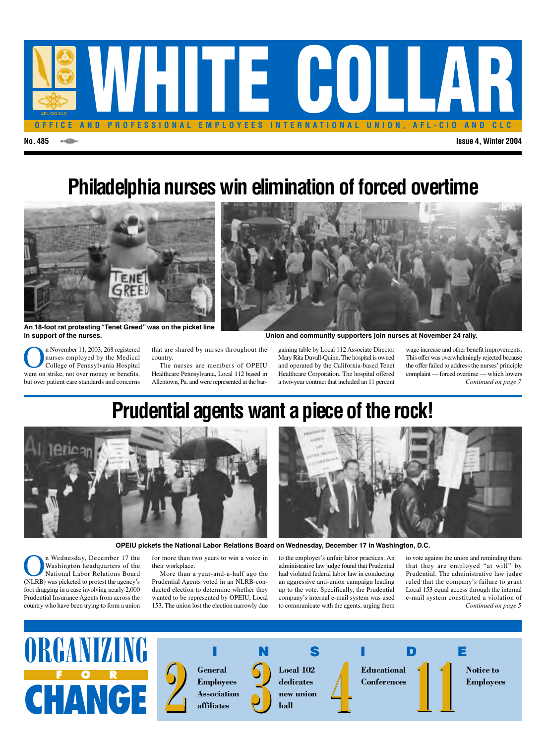# WHITE COLLAR

OFFICE AND PROFESSIONAL EMPLOYEES INTERNATIONAL UNION, AFL-CIO AND CLC

No. 485 — Issue 4, Winter 2004

## Philadelphia nurses win elimination of forced overtime

**An 18-foot rat protesting "Tenet Greed" was on the picket line in support of the nurses.**

**Union and community supporters join nurses at November 24 rally.**

On November 11, 2003, 268 registered nurses employed by the Medical College of Pennsylvania Hospital went on strike, not over money or benefits, but over patient care standards and concerns that are shared by nurses throughout the country.

The nurses are members of OPEIU Healthcare Pennsylvania, Local 112 based in Allentown, Pa. and were represented at the bargaining table by Local 112 Associate Director Mary Rita Duvall-Quinn. The hospital is owned and operated by the California-based Tenet Healthcare Corporation. The hospital offered a two-year contract that included an 11 percent wage increase and other benefit improvements. This offer was overwhelmingly rejected because the offer failed to address the nurses' principle complaint — forced overtime — which lowers

*Continued on page 7*

## Prudential agents want a piece of the rock!

**OPEIU pickets the National Labor Relations Board on Wednesday, December 17 in Washington, D.C.**

On Wednesday, December 17 the Washington headquarters of the National Labor Relations Board (NLRB) was picketed to protest the agency's foot dragging in a case involving nearly 2,000 Prudential Insurance Agents from across the country who have been trying to form a union for more than two years to win a voice in their workplace.

More than a year-and-a-half ago the Prudential Agents voted in an NLRB-conducted election to determine whether they wanted to be represented by OPEIU, Local 153. The union lost the election narrowly due to the employer's unfair labor practices. An administrative law judge found that Prudential had violated federal labor law in conducting an aggressive anti-union campaign leading up to the vote. Specifically, the Prudential company's internal e-mail system was used to communicate with the agents, urging them to vote against the union and reminding them that they are employed "at will" by Prudential. The administrative law judge ruled that the company's failure to grant Local 153 equal access through the internal e-mail system constituted a violation of

*Continued on page 5*

---

**ORGANIZING FOR CHANGE**

**INSIDE**

- **2** General Employees Association affiliates
- **3** Local 102 dedicates new union hall
- **4** Educational Conferences
- **11** Notice to Employees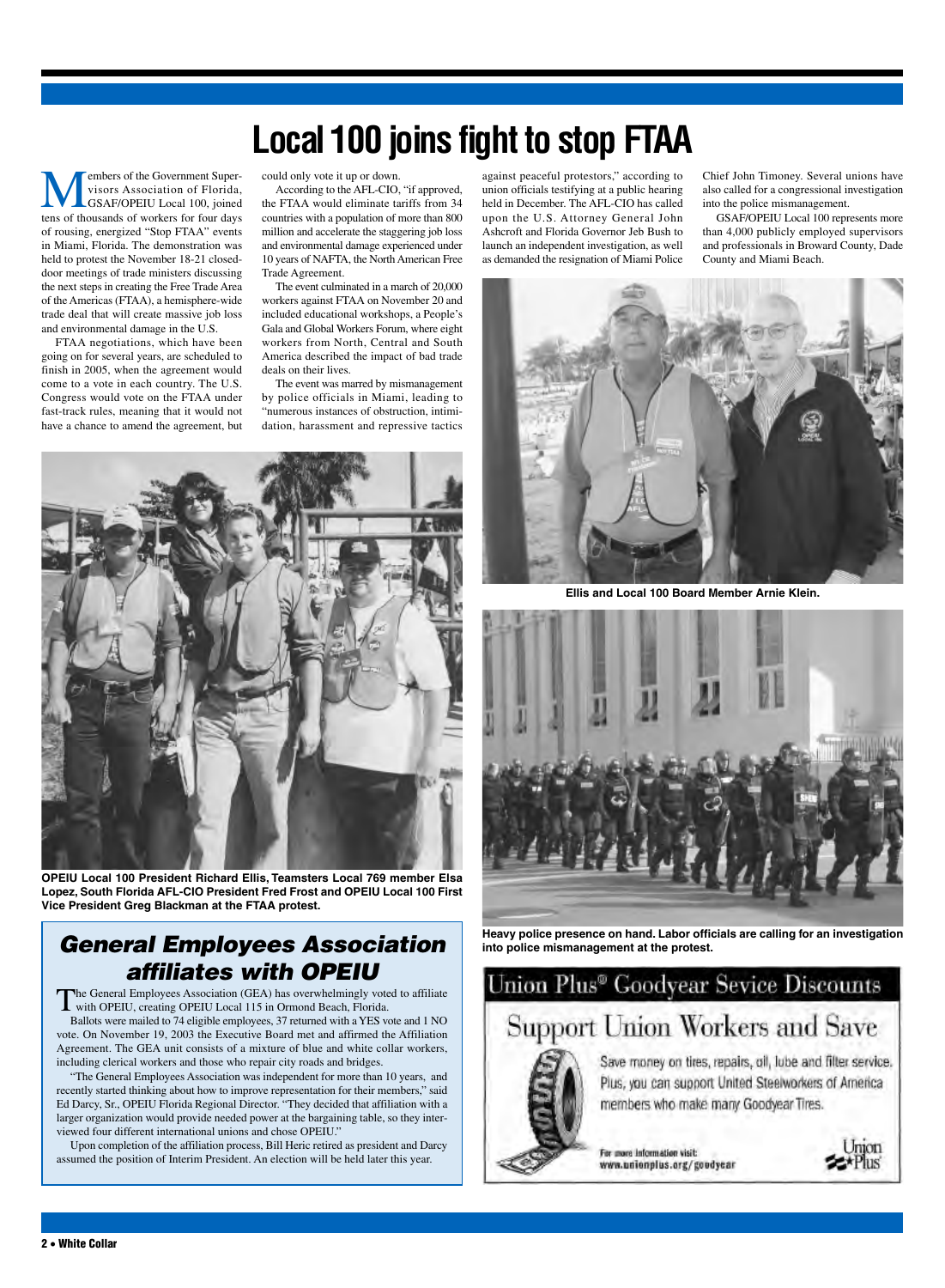# Local 100 joins fight to stop FTAA

Members of the Government Supervisors Association of Florida, GSAF/OPEIU Local 100, joined tens of thousands of workers for four days of rousing, energized "Stop FTAA" events in Miami, Florida. The demonstration was held to protest the November 18-21 closed-door meetings of trade ministers discussing the next steps in creating the Free Trade Area of the Americas (FTAA), a hemisphere-wide trade deal that will create massive job loss and environmental damage in the U.S.

FTAA negotiations, which have been going on for several years, are scheduled to finish in 2005, when the agreement would come to a vote in each country. The U.S. Congress would vote on the FTAA under fast-track rules, meaning that it would not have a chance to amend the agreement, but could only vote it up or down.

According to the AFL-CIO, "if approved, the FTAA would eliminate tariffs from 34 countries with a population of more than 800 million and accelerate the staggering job loss and environmental damage experienced under 10 years of NAFTA, the North American Free Trade Agreement.

The event culminated in a march of 20,000 workers against FTAA on November 20 and included educational workshops, a People's Gala and Global Workers Forum, where eight workers from North, Central and South America described the impact of bad trade deals on their lives.

The event was marred by mismanagement by police officials in Miami, leading to "numerous instances of obstruction, intimidation, harassment and repressive tactics against peaceful protestors," according to union officials testifying at a public hearing held in December. The AFL-CIO has called upon the U.S. Attorney General John Ashcroft and Florida Governor Jeb Bush to launch an independent investigation, as well as demanded the resignation of Miami Police Chief John Timoney. Several unions have also called for a congressional investigation into the police mismanagement.

GSAF/OPEIU Local 100 represents more than 4,000 publicly employed supervisors and professionals in Broward County, Dade County and Miami Beach.

**OPEIU Local 100 President Richard Ellis, Teamsters Local 769 member Elsa Lopez, South Florida AFL-CIO President Fred Frost and OPEIU Local 100 First Vice President Greg Blackman at the FTAA protest.**

**Ellis and Local 100 Board Member Arnie Klein.**

**Heavy police presence on hand. Labor officials are calling for an investigation into police mismanagement at the protest.**

## *General Employees Association affiliates with OPEIU*

The General Employees Association (GEA) has overwhelmingly voted to affiliate with OPEIU, creating OPEIU Local 115 in Ormond Beach, Florida.

Ballots were mailed to 74 eligible employees, 37 returned with a YES vote and 1 NO vote. On November 19, 2003 the Executive Board met and affirmed the Affiliation Agreement. The GEA unit consists of a mixture of blue and white collar workers, including clerical workers and those who repair city roads and bridges.

"The General Employees Association was independent for more than 10 years, and recently started thinking about how to improve representation for their members," said Ed Darcy, Sr., OPEIU Florida Regional Director. "They decided that affiliation with a larger organization would provide needed power at the bargaining table, so they interviewed four different international unions and chose OPEIU."

Upon completion of the affiliation process, Bill Heric retired as president and Darcy assumed the position of Interim President. An election will be held later this year.

## Union Plus® Goodyear Sevice Discounts

### Support Union Workers and Save

Save money on tires, repairs, oil, lube and filter service. Plus, you can support United Steelworkers of America members who make many Goodyear Tires.

For more information visit: www.unionplus.org/goodyear

Union Plus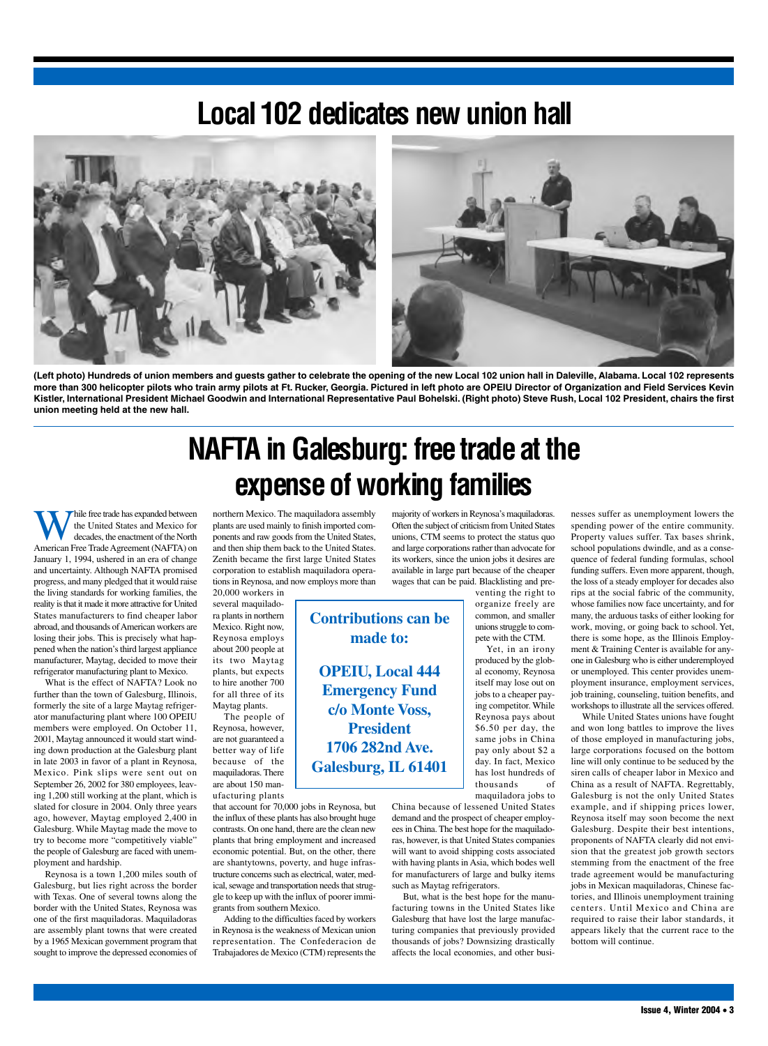# Local 102 dedicates new union hall

**(Left photo) Hundreds of union members and guests gather to celebrate the opening of the new Local 102 union hall in Daleville, Alabama. Local 102 represents more than 300 helicopter pilots who train army pilots at Ft. Rucker, Georgia. Pictured in left photo are OPEIU Director of Organization and Field Services Kevin Kistler, International President Michael Goodwin and International Representative Paul Bohelski. (Right photo) Steve Rush, Local 102 President, chairs the first union meeting held at the new hall.**

# NAFTA in Galesburg: free trade at the expense of working families

While free trade has expanded between the United States and Mexico for decades, the enactment of the North American Free Trade Agreement (NAFTA) on January 1, 1994, ushered in an era of change and uncertainty. Although NAFTA promised progress, and many pledged that it would raise the living standards for working families, the reality is that it made it more attractive for United States manufacturers to find cheaper labor abroad, and thousands of American workers are losing their jobs. This is precisely what happened when the nation's third largest appliance manufacturer, Maytag, decided to move their refrigerator manufacturing plant to Mexico.

What is the effect of NAFTA? Look no further than the town of Galesburg, Illinois, formerly the site of a large Maytag refrigerator manufacturing plant where 100 OPEIU members were employed. On October 11, 2001, Maytag announced it would start winding down production at the Galesburg plant in late 2003 in favor of a plant in Reynosa, Mexico. Pink slips were sent out on September 26, 2002 for 380 employees, leaving 1,200 still working at the plant, which is slated for closure in 2004. Only three years ago, however, Maytag employed 2,400 in Galesburg. While Maytag made the move to try to become more "competitively viable" the people of Galesburg are faced with unemployment and hardship.

Reynosa is a town 1,200 miles south of Galesburg, but lies right across the border with Texas. One of several towns along the border with the United States, Reynosa was one of the first maquiladoras. Maquiladoras are assembly plant towns that were created by a 1965 Mexican government program that sought to improve the depressed economies of northern Mexico. The maquiladora assembly plants are used mainly to finish imported components and raw goods from the United States, and then ship them back to the United States. Zenith became the first large United States corporation to establish maquiladora operations in Reynosa, and now employs more than 20,000 workers in several maquiladora plants in northern Mexico. Right now, Reynosa employs about 200 people at its two Maytag plants, but expects to hire another 700 for all three of its Maytag plants.

The people of Reynosa, however, are not guaranteed a better way of life because of the maquiladoras. There are about 150 manufacturing plants that account for 70,000 jobs in Reynosa, but the influx of these plants has also brought huge contrasts. On one hand, there are the clean new plants that bring employment and increased economic potential. But, on the other, there are shantytowns, poverty, and huge infrastructure concerns such as electrical, water, medical, sewage and transportation needs that struggle to keep up with the influx of poorer immigrants from southern Mexico.

Adding to the difficulties faced by workers in Reynosa is the weakness of Mexican union representation. The Confederacion de Trabajadores de Mexico (CTM) represents the majority of workers in Reynosa's maquiladoras. Often the subject of criticism from United States unions, CTM seems to protect the status quo and large corporations rather than advocate for its workers, since the union jobs it desires are available in large part because of the cheaper wages that can be paid. Blacklisting and preventing the right to organize freely are common, and smaller unions struggle to compete with the CTM.

**Contributions can be made to:**

**OPEIU, Local 444 Emergency Fund c/o Monte Voss, President 1706 282nd Ave. Galesburg, IL 61401**

Yet, in an irony produced by the global economy, Reynosa itself may lose out on jobs to a cheaper paying competitor. While Reynosa pays about $6.50 per day, the same jobs in China pay only about $2 a day. In fact, Mexico has lost hundreds of thousands of maquiladora jobs to China because of lessened United States demand and the prospect of cheaper employees in China. The best hope for the maquiladoras, however, is that United States companies will want to avoid shipping costs associated with having plants in Asia, which bodes well for manufacturers of large and bulky items such as Maytag refrigerators.

But, what is the best hope for the manufacturing towns in the United States like Galesburg that have lost the large manufacturing companies that previously provided thousands of jobs? Downsizing drastically affects the local economies, and other businesses suffer as unemployment lowers the spending power of the entire community. Property values suffer. Tax bases shrink, school populations dwindle, and as a consequence of federal funding formulas, school funding suffers. Even more apparent, though, the loss of a steady employer for decades also rips at the social fabric of the community, whose families now face uncertainty, and for many, the arduous tasks of either looking for work, moving, or going back to school. Yet, there is some hope, as the Illinois Employment & Training Center is available for anyone in Galesburg who is either underemployed or unemployed. This center provides unemployment insurance, employment services, job training, counseling, tuition benefits, and workshops to illustrate all the services offered.

While United States unions have fought and won long battles to improve the lives of those employed in manufacturing jobs, large corporations focused on the bottom line will only continue to be seduced by the siren calls of cheaper labor in Mexico and China as a result of NAFTA. Regrettably, Galesburg is not the only United States example, and if shipping prices lower, Reynosa itself may soon become the next Galesburg. Despite their best intentions, proponents of NAFTA clearly did not envision that the greatest job growth sectors stemming from the enactment of the free trade agreement would be manufacturing jobs in Mexican maquiladoras, Chinese factories, and Illinois unemployment training centers. Until Mexico and China are required to raise their labor standards, it appears likely that the current race to the bottom will continue.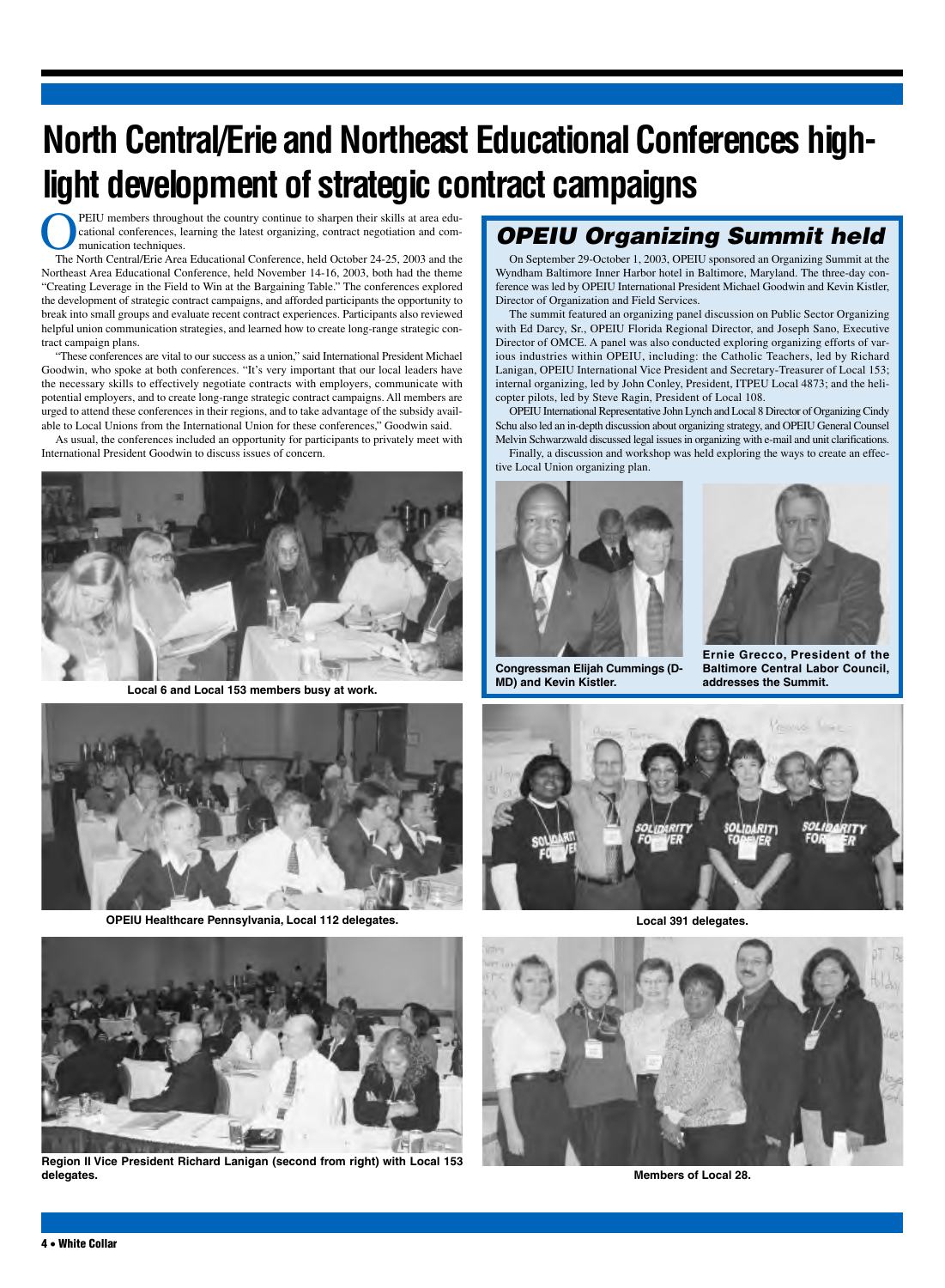# North Central/Erie and Northeast Educational Conferences highlight development of strategic contract campaigns

OPEIU members throughout the country continue to sharpen their skills at area educational conferences, learning the latest organizing, contract negotiation and communication techniques.

The North Central/Erie Area Educational Conference, held October 24-25, 2003 and the Northeast Area Educational Conference, held November 14-16, 2003, both had the theme "Creating Leverage in the Field to Win at the Bargaining Table." The conferences explored the development of strategic contract campaigns, and afforded participants the opportunity to break into small groups and evaluate recent contract experiences. Participants also reviewed helpful union communication strategies, and learned how to create long-range strategic contract campaign plans.

"These conferences are vital to our success as a union," said International President Michael Goodwin, who spoke at both conferences. "It's very important that our local leaders have the necessary skills to effectively negotiate contracts with employers, communicate with potential employers, and to create long-range strategic contract campaigns. All members are urged to attend these conferences in their regions, and to take advantage of the subsidy available to Local Unions from the International Union for these conferences," Goodwin said.

As usual, the conferences included an opportunity for participants to privately meet with International President Goodwin to discuss issues of concern.

Local 6 and Local 153 members busy at work.

OPEIU Healthcare Pennsylvania, Local 112 delegates.

Region II Vice President Richard Lanigan (second from right) with Local 153 delegates.

## OPEIU Organizing Summit held

On September 29-October 1, 2003, OPEIU sponsored an Organizing Summit at the Wyndham Baltimore Inner Harbor hotel in Baltimore, Maryland. The three-day conference was led by OPEIU International President Michael Goodwin and Kevin Kistler, Director of Organization and Field Services.

The summit featured an organizing panel discussion on Public Sector Organizing with Ed Darcy, Sr., OPEIU Florida Regional Director, and Joseph Sano, Executive Director of OMCE. A panel was also conducted exploring organizing efforts of various industries within OPEIU, including: the Catholic Teachers, led by Richard Lanigan, OPEIU International Vice President and Secretary-Treasurer of Local 153; internal organizing, led by John Conley, President, ITPEU Local 4873; and the helicopter pilots, led by Steve Ragin, President of Local 108.

OPEIU International Representative John Lynch and Local 8 Director of Organizing Cindy Schu also led an in-depth discussion about organizing strategy, and OPEIU General Counsel Melvin Schwarzwald discussed legal issues in organizing with e-mail and unit clarifications.

Finally, a discussion and workshop was held exploring the ways to create an effective Local Union organizing plan.

Congressman Elijah Cummings (D-MD) and Kevin Kistler.

Ernie Grecco, President of the Baltimore Central Labor Council, addresses the Summit.

Local 391 delegates.

Members of Local 28.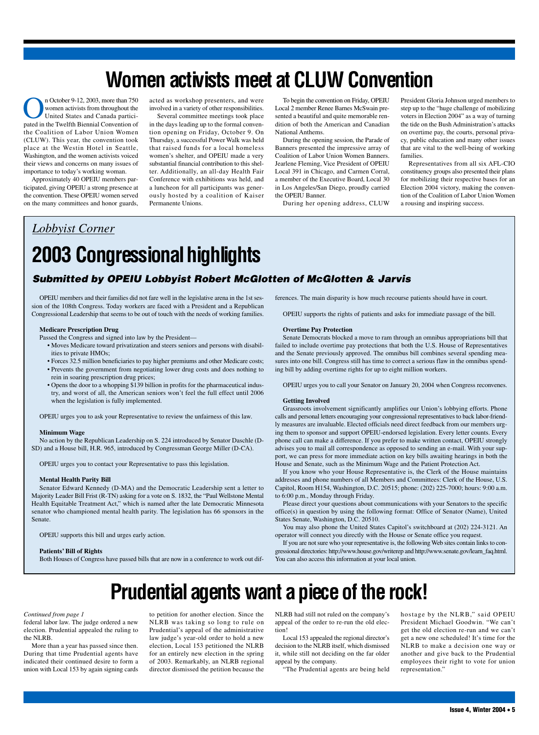# Women activists meet at CLUW Convention

On October 9-12, 2003, more than 750 women activists from throughout the United States and Canada participated in the Twelfth Biennial Convention of the Coalition of Labor Union Women (CLUW). This year, the convention took place at the Westin Hotel in Seattle, Washington, and the women activists voiced their views and concerns on many issues of importance to today's working woman.

Approximately 40 OPEIU members participated, giving OPEIU a strong presence at the convention. These OPEIU women served on the many committees and honor guards, acted as workshop presenters, and were involved in a variety of other responsibilities.

Several committee meetings took place in the days leading up to the formal convention opening on Friday, October 9. On Thursday, a successful Power Walk was held that raised funds for a local homeless women's shelter, and OPEIU made a very substantial financial contribution to this shelter. Additionally, an all-day Health Fair Conference with exhibitions was held, and a luncheon for all participants was generously hosted by a coalition of Kaiser Permanente Unions.

To begin the convention on Friday, OPEIU Local 2 member Renee Barnes McSwain presented a beautiful and quite memorable rendition of both the American and Canadian National Anthems.

During the opening session, the Parade of Banners presented the impressive array of Coalition of Labor Union Women Banners. Jearlene Fleming, Vice President of OPEIU Local 391 in Chicago, and Carmen Corral, a member of the Executive Board, Local 30 in Los Angeles/San Diego, proudly carried the OPEIU Banner.

During her opening address, CLUW President Gloria Johnson urged members to step up to the "huge challenge of mobilizing voters in Election 2004" as a way of turning the tide on the Bush Administration's attacks on overtime pay, the courts, personal privacy, public education and many other issues that are vital to the well-being of working families.

Representatives from all six AFL-CIO constituency groups also presented their plans for mobilizing their respective bases for an Election 2004 victory, making the convention of the Coalition of Labor Union Women a rousing and inspiring success.

*Lobbyist Corner*

# 2003 Congressional highlights

### *Submitted by OPEIU Lobbyist Robert McGlotten of McGlotten & Jarvis*

OPEIU members and their families did not fare well in the legislative arena in the 1st session of the 108th Congress. Today workers are faced with a President and a Republican Congressional Leadership that seems to be out of touch with the needs of working families.

**Medicare Prescription Drug**

Passed the Congress and signed into law by the President—

- Moves Medicare toward privatization and steers seniors and persons with disabilities to private HMOs;
- Forces 32.5 million beneficiaries to pay higher premiums and other Medicare costs;
- Prevents the government from negotiating lower drug costs and does nothing to rein in soaring prescription drug prices;
- Opens the door to a whopping $139 billion in profits for the pharmaceutical industry, and worst of all, the American seniors won't feel the full effect until 2006 when the legislation is fully implemented.

OPEIU urges you to ask your Representative to review the unfairness of this law.

**Minimum Wage**

No action by the Republican Leadership on S. 224 introduced by Senator Daschle (D-SD) and a House bill, H.R. 965, introduced by Congressman George Miller (D-CA).

OPEIU urges you to contact your Representative to pass this legislation.

**Mental Health Parity Bill**

Senator Edward Kennedy (D-MA) and the Democratic Leadership sent a letter to Majority Leader Bill Frist (R-TN) asking for a vote on S. 1832, the "Paul Wellstone Mental Health Equitable Treatment Act," which is named after the late Democratic Minnesota senator who championed mental health parity. The legislation has 66 sponsors in the Senate.

OPEIU supports this bill and urges early action.

**Patients' Bill of Rights**

Both Houses of Congress have passed bills that are now in a conference to work out differences. The main disparity is how much recourse patients should have in court.

OPEIU supports the rights of patients and asks for immediate passage of the bill.

**Overtime Pay Protection**

Senate Democrats blocked a move to ram through an omnibus appropriations bill that failed to include overtime pay protections that both the U.S. House of Representatives and the Senate previously approved. The omnibus bill combines several spending measures into one bill. Congress still has time to correct a serious flaw in the omnibus spending bill by adding overtime rights for up to eight million workers.

OPEIU urges you to call your Senator on January 20, 2004 when Congress reconvenes.

**Getting Involved**

Grassroots involvement significantly amplifies our Union's lobbying efforts. Phone calls and personal letters encouraging your congressional representatives to back labor-friendly measures are invaluable. Elected officials need direct feedback from our members urging them to sponsor and support OPEIU-endorsed legislation. Every letter counts. Every phone call can make a difference. If you prefer to make written contact, OPEIU strongly advises you to mail all correspondence as opposed to sending an e-mail. With your support, we can press for more immediate action on key bills awaiting hearings in both the House and Senate, such as the Minimum Wage and the Patient Protection Act.

If you know who your House Representative is, the Clerk of the House maintains addresses and phone numbers of all Members and Committees: Clerk of the House, U.S. Capitol, Room H154, Washington, D.C. 20515; phone: (202) 225-7000; hours: 9:00 a.m. to 6:00 p.m., Monday through Friday.

Please direct your questions about communications with your Senators to the specific office(s) in question by using the following format: Office of Senator (Name), United States Senate, Washington, D.C. 20510.

You may also phone the United States Capitol's switchboard at (202) 224-3121. An operator will connect you directly with the House or Senate office you request.

If you are not sure who your representative is, the following Web sites contain links to congressional directories: http://www.house.gov/writerep and http://www.senate.gov/learn_faq.html. You can also access this information at your local union.

# Prudential agents want a piece of the rock!

*Continued from page 1*

federal labor law. The judge ordered a new election. Prudential appealed the ruling to the NLRB.

More than a year has passed since then. During that time Prudential agents have indicated their continued desire to form a union with Local 153 by again signing cards to petition for another election. Since the NLRB was taking so long to rule on Prudential's appeal of the administrative law judge's year-old order to hold a new election, Local 153 petitioned the NLRB for an entirely new election in the spring of 2003. Remarkably, an NLRB regional director dismissed the petition because the NLRB had still not ruled on the company's appeal of the order to re-run the old election!

Local 153 appealed the regional director's decision to the NLRB itself, which dismissed it, while still not deciding on the far older appeal by the company.

"The Prudential agents are being held hostage by the NLRB," said OPEIU President Michael Goodwin. "We can't get the old election re-run and we can't get a new one scheduled! It's time for the NLRB to make a decision one way or another and give back to the Prudential employees their right to vote for union representation."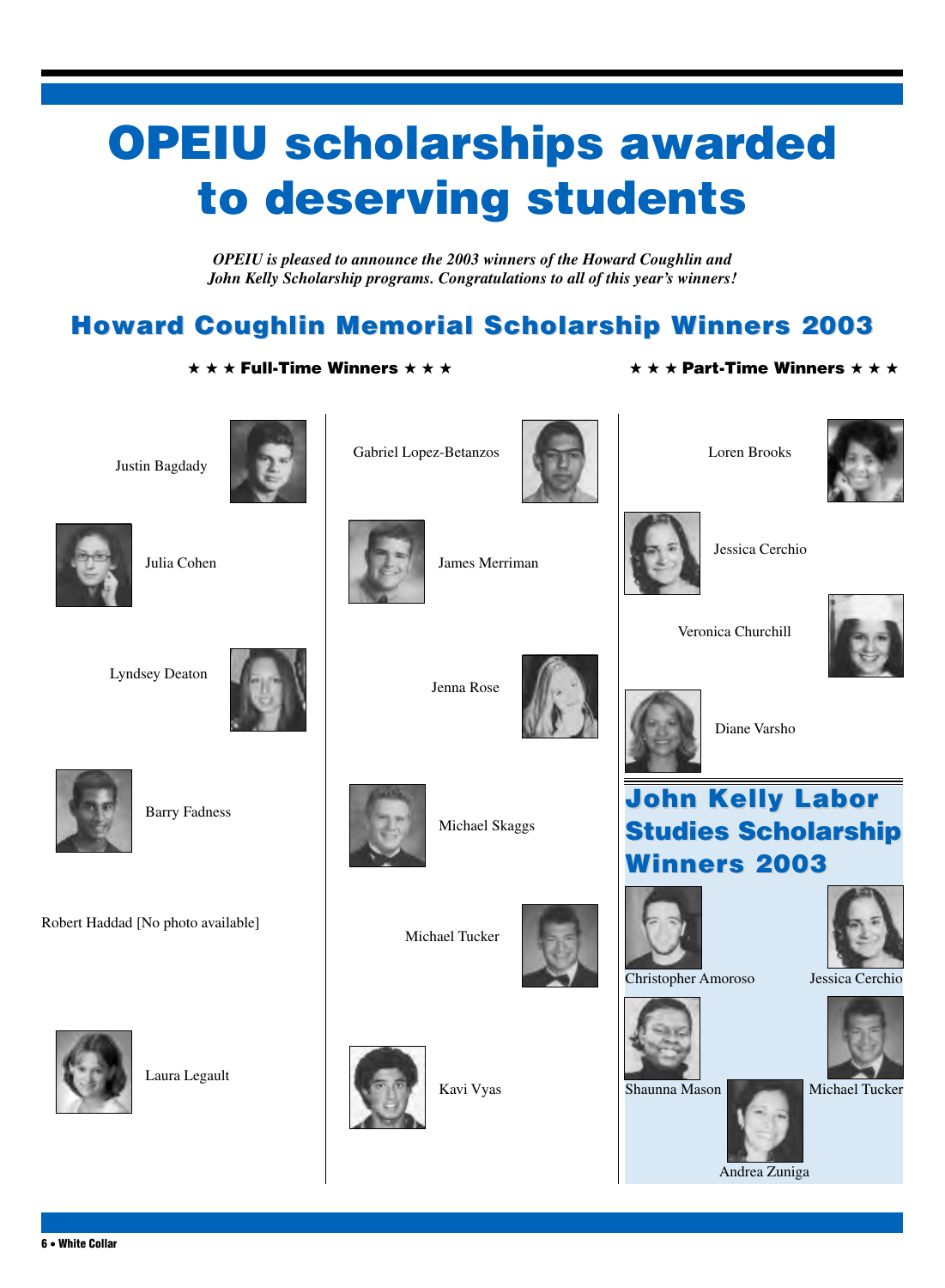# OPEIU scholarships awarded to deserving students

*OPEIU is pleased to announce the 2003 winners of the Howard Coughlin and John Kelly Scholarship programs. Congratulations to all of this year's winners!*

## Howard Coughlin Memorial Scholarship Winners 2003

### ★ ★ ★ Full-Time Winners ★ ★ ★

Justin Bagdady

Julia Cohen

Lyndsey Deaton

Barry Fadness

Robert Haddad [No photo available]

Laura Legault

Gabriel Lopez-Betanzos

James Merriman

Jenna Rose

Michael Skaggs

Michael Tucker

Kavi Vyas

### ★ ★ ★ Part-Time Winners ★ ★ ★

Loren Brooks

Jessica Cerchio

Veronica Churchill

Diane Varsho

## John Kelly Labor Studies Scholarship Winners 2003

Christopher Amoroso

Jessica Cerchio

Shaunna Mason

Michael Tucker

Andrea Zuniga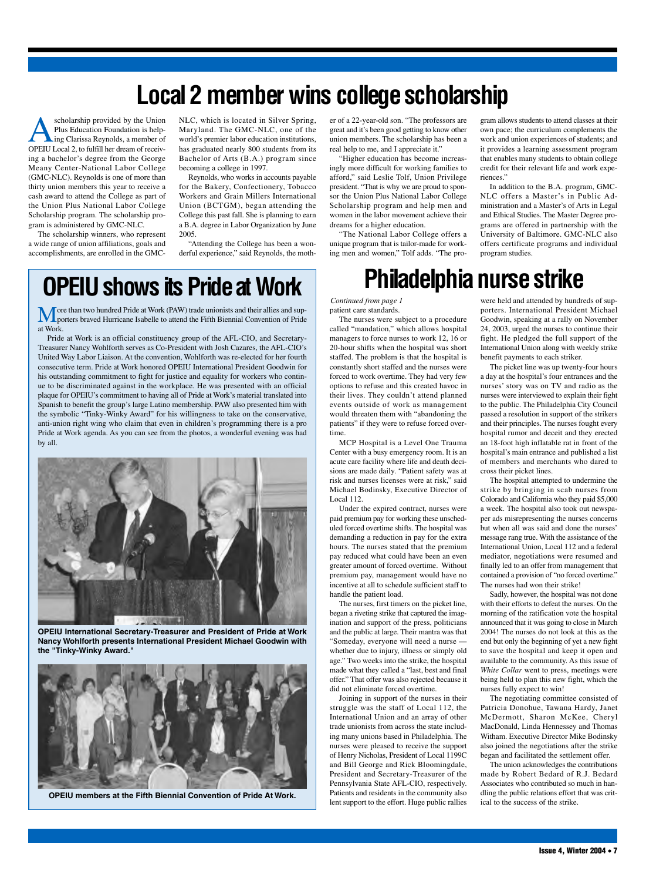# Local 2 member wins college scholarship

A scholarship provided by the Union Plus Education Foundation is helping Clarissa Reynolds, a member of OPEIU Local 2, to fulfill her dream of receiving a bachelor's degree from the George Meany Center-National Labor College (GMC-NLC). Reynolds is one of more than thirty union members this year to receive a cash award to attend the College as part of the Union Plus National Labor College Scholarship program. The scholarship program is administered by GMC-NLC.

The scholarship winners, who represent a wide range of union affiliations, goals and accomplishments, are enrolled in the GMC-NLC, which is located in Silver Spring, Maryland. The GMC-NLC, one of the world's premier labor education institutions, has graduated nearly 800 students from its Bachelor of Arts (B.A.) program since becoming a college in 1997.

Reynolds, who works in accounts payable for the Bakery, Confectionery, Tobacco Workers and Grain Millers International Union (BCTGM), began attending the College this past fall. She is planning to earn a B.A. degree in Labor Organization by June 2005.

"Attending the College has been a wonderful experience," said Reynolds, the mother of a 22-year-old son. "The professors are great and it's been good getting to know other union members. The scholarship has been a real help to me, and I appreciate it."

"Higher education has become increasingly more difficult for working families to afford," said Leslie Tolf, Union Privilege president. "That is why we are proud to sponsor the Union Plus National Labor College Scholarship program and help men and women in the labor movement achieve their dreams for a higher education.

"The National Labor College offers a unique program that is tailor-made for working men and women," Tolf adds. "The program allows students to attend classes at their own pace; the curriculum complements the work and union experiences of students; and it provides a learning assessment program that enables many students to obtain college credit for their relevant life and work experiences."

In addition to the B.A. program, GMC-NLC offers a Master's in Public Administration and a Master's of Arts in Legal and Ethical Studies. The Master Degree programs are offered in partnership with the University of Baltimore. GMC-NLC also offers certificate programs and individual program studies.

# OPEIU shows its Pride at Work

More than two hundred Pride at Work (PAW) trade unionists and their allies and supporters braved Hurricane Isabelle to attend the Fifth Biennial Convention of Pride at Work.

Pride at Work is an official constituency group of the AFL-CIO, and Secretary-Treasurer Nancy Wohlforth serves as Co-President with Josh Cazares, the AFL-CIO's United Way Labor Liaison. At the convention, Wohlforth was re-elected for her fourth consecutive term. Pride at Work honored OPEIU International President Goodwin for his outstanding commitment to fight for justice and equality for workers who continue to be discriminated against in the workplace. He was presented with an official plaque for OPEIU's commitment to having all of Pride at Work's material translated into Spanish to benefit the group's large Latino membership. PAW also presented him with the symbolic "Tinky-Winky Award" for his willingness to take on the conservative, anti-union right wing who claim that even in children's programming there is a pro Pride at Work agenda. As you can see from the photos, a wonderful evening was had by all.

**OPEIU International Secretary-Treasurer and President of Pride at Work Nancy Wohlforth presents International President Michael Goodwin with the "Tinky-Winky Award."**

**OPEIU members at the Fifth Biennial Convention of Pride At Work.**

# Philadelphia nurse strike

*Continued from page 1*

patient care standards.

The nurses were subject to a procedure called "mandation," which allows hospital managers to force nurses to work 12, 16 or 20-hour shifts when the hospital was short staffed. The problem is that the hospital is constantly short staffed and the nurses were forced to work overtime. They had very few options to refuse and this created havoc in their lives. They couldn't attend planned events outside of work as management would threaten them with "abandoning the patients" if they were to refuse forced overtime.

MCP Hospital is a Level One Trauma Center with a busy emergency room. It is an acute care facility where life and death decisions are made daily. "Patient safety was at risk and nurses licenses were at risk," said Michael Bodinsky, Executive Director of Local 112.

Under the expired contract, nurses were paid premium pay for working these unscheduled forced overtime shifts. The hospital was demanding a reduction in pay for the extra hours. The nurses stated that the premium pay reduced what could have been an even greater amount of forced overtime. Without premium pay, management would have no incentive at all to schedule sufficient staff to handle the patient load.

The nurses, first timers on the picket line, began a riveting strike that captured the imagination and support of the press, politicians and the public at large. Their mantra was that "Someday, everyone will need a nurse — whether due to injury, illness or simply old age." Two weeks into the strike, the hospital made what they called a "last, best and final offer." That offer was also rejected because it did not eliminate forced overtime.

Joining in support of the nurses in their struggle was the staff of Local 112, the International Union and an array of other trade unionists from across the state including many unions based in Philadelphia. The nurses were pleased to receive the support of Henry Nicholas, President of Local 1199C and Bill George and Rick Bloomingdale, President and Secretary-Treasurer of the Pennsylvania State AFL-CIO, respectively. Patients and residents in the community also lent support to the effort. Huge public rallies were held and attended by hundreds of supporters. International President Michael Goodwin, speaking at a rally on November 24, 2003, urged the nurses to continue their fight. He pledged the full support of the International Union along with weekly strike benefit payments to each striker.

The picket line was up twenty-four hours a day at the hospital's four entrances and the nurses' story was on TV and radio as the nurses were interviewed to explain their fight to the public. The Philadelphia City Council passed a resolution in support of the strikers and their principles. The nurses fought every hospital rumor and deceit and they erected an 18-foot high inflatable rat in front of the hospital's main entrance and published a list of members and merchants who dared to cross their picket lines.

The hospital attempted to undermine the strike by bringing in scab nurses from Colorado and California who they paid $5,000 a week. The hospital also took out newspaper ads misrepresenting the nurses concerns but when all was said and done the nurses' message rang true. With the assistance of the International Union, Local 112 and a federal mediator, negotiations were resumed and finally led to an offer from management that contained a provision of "no forced overtime." The nurses had won their strike!

Sadly, however, the hospital was not done with their efforts to defeat the nurses. On the morning of the ratification vote the hospital announced that it was going to close in March 2004! The nurses do not look at this as the end but only the beginning of yet a new fight to save the hospital and keep it open and available to the community. As this issue of *White Collar* went to press, meetings were being held to plan this new fight, which the nurses fully expect to win!

The negotiating committee consisted of Patricia Donohue, Tawana Hardy, Janet McDermott, Sharon McKee, Cheryl MacDonald, Linda Hennessey and Thomas Witham. Executive Director Mike Bodinsky also joined the negotiations after the strike began and facilitated the settlement offer.

The union acknowledges the contributions made by Robert Bedard of R.J. Bedard Associates who contributed so much in handling the public relations effort that was critical to the success of the strike.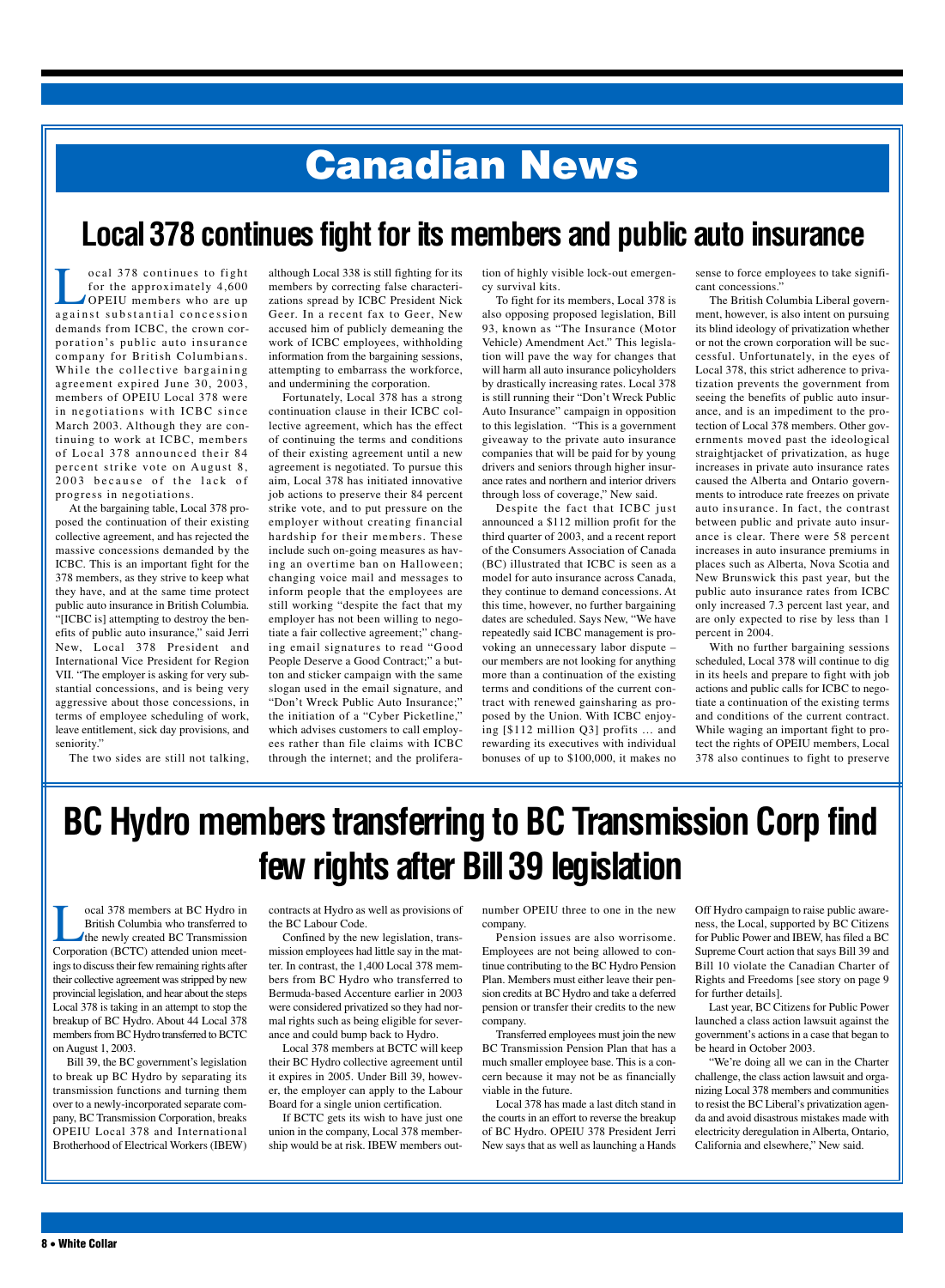# Canadian News

## Local 378 continues fight for its members and public auto insurance

Local 378 continues to fight for the approximately 4,600 OPEIU members who are up against substantial concession demands from ICBC, the crown corporation's public auto insurance company for British Columbians. While the collective bargaining agreement expired June 30, 2003, members of OPEIU Local 378 were in negotiations with ICBC since March 2003. Although they are continuing to work at ICBC, members of Local 378 announced their 84 percent strike vote on August 8, 2003 because of the lack of progress in negotiations.

At the bargaining table, Local 378 proposed the continuation of their existing collective agreement, and has rejected the massive concessions demanded by the ICBC. This is an important fight for the 378 members, as they strive to keep what they have, and at the same time protect public auto insurance in British Columbia. "[ICBC is] attempting to destroy the benefits of public auto insurance," said Jerri New, Local 378 President and International Vice President for Region VII. "The employer is asking for very substantial concessions, and is being very aggressive about those concessions, in terms of employee scheduling of work, leave entitlement, sick day provisions, and seniority."

The two sides are still not talking, although Local 338 is still fighting for its members by correcting false characterizations spread by ICBC President Nick Geer. In a recent fax to Geer, New accused him of publicly demeaning the work of ICBC employees, withholding information from the bargaining sessions, attempting to embarrass the workforce, and undermining the corporation.

Fortunately, Local 378 has a strong continuation clause in their ICBC collective agreement, which has the effect of continuing the terms and conditions of their existing agreement until a new agreement is negotiated. To pursue this aim, Local 378 has initiated innovative job actions to preserve their 84 percent strike vote, and to put pressure on the employer without creating financial hardship for their members. These include such on-going measures as having an overtime ban on Halloween; changing voice mail and messages to inform people that the employees are still working "despite the fact that my employer has not been willing to negotiate a fair collective agreement;" changing email signatures to read "Good People Deserve a Good Contract;" a button and sticker campaign with the same slogan used in the email signature, and "Don't Wreck Public Auto Insurance;" the initiation of a "Cyber Picketline," which advises customers to call employees rather than file claims with ICBC through the internet; and the proliferation of highly visible lock-out emergency survival kits.

To fight for its members, Local 378 is also opposing proposed legislation, Bill 93, known as "The Insurance (Motor Vehicle) Amendment Act." This legislation will pave the way for changes that will harm all auto insurance policyholders by drastically increasing rates. Local 378 is still running their "Don't Wreck Public Auto Insurance" campaign in opposition to this legislation. "This is a government giveaway to the private auto insurance companies that will be paid for by young drivers and seniors through higher insurance rates and northern and interior drivers through loss of coverage," New said.

Despite the fact that ICBC just announced a $112 million profit for the third quarter of 2003, and a recent report of the Consumers Association of Canada (BC) illustrated that ICBC is seen as a model for auto insurance across Canada, they continue to demand concessions. At this time, however, no further bargaining dates are scheduled. Says New, "We have repeatedly said ICBC management is provoking an unnecessary labor dispute – our members are not looking for anything more than a continuation of the existing terms and conditions of the current contract with renewed gainsharing as proposed by the Union. With ICBC enjoying [$112 million Q3] profits … and rewarding its executives with individual bonuses of up to $100,000, it makes no sense to force employees to take significant concessions."

The British Columbia Liberal government, however, is also intent on pursuing its blind ideology of privatization whether or not the crown corporation will be successful. Unfortunately, in the eyes of Local 378, this strict adherence to privatization prevents the government from seeing the benefits of public auto insurance, and is an impediment to the protection of Local 378 members. Other governments moved past the ideological straightjacket of privatization, as huge increases in private auto insurance rates caused the Alberta and Ontario governments to introduce rate freezes on private auto insurance. In fact, the contrast between public and private auto insurance is clear. There were 58 percent increases in auto insurance premiums in places such as Alberta, Nova Scotia and New Brunswick this past year, but the public auto insurance rates from ICBC only increased 7.3 percent last year, and are only expected to rise by less than 1 percent in 2004.

With no further bargaining sessions scheduled, Local 378 will continue to dig in its heels and prepare to fight with job actions and public calls for ICBC to negotiate a continuation of the existing terms and conditions of the current contract. While waging an important fight to protect the rights of OPEIU members, Local 378 also continues to fight to preserve

## BC Hydro members transferring to BC Transmission Corp find few rights after Bill 39 legislation

Local 378 members at BC Hydro in British Columbia who transferred to the newly created BC Transmission Corporation (BCTC) attended union meetings to discuss their few remaining rights after their collective agreement was stripped by new provincial legislation, and hear about the steps Local 378 is taking in an attempt to stop the breakup of BC Hydro. About 44 Local 378 members from BC Hydro transferred to BCTC on August 1, 2003.

Bill 39, the BC government's legislation to break up BC Hydro by separating its transmission functions and turning them over to a newly-incorporated separate company, BC Transmission Corporation, breaks OPEIU Local 378 and International Brotherhood of Electrical Workers (IBEW) contracts at Hydro as well as provisions of the BC Labour Code.

Confined by the new legislation, transmission employees had little say in the matter. In contrast, the 1,400 Local 378 members from BC Hydro who transferred to Bermuda-based Accenture earlier in 2003 were considered privatized so they had normal rights such as being eligible for severance and could bump back to Hydro.

Local 378 members at BCTC will keep their BC Hydro collective agreement until it expires in 2005. Under Bill 39, however, the employer can apply to the Labour Board for a single union certification.

If BCTC gets its wish to have just one union in the company, Local 378 membership would be at risk. IBEW members outnumber OPEIU three to one in the new company.

Pension issues are also worrisome. Employees are not being allowed to continue contributing to the BC Hydro Pension Plan. Members must either leave their pension credits at BC Hydro and take a deferred pension or transfer their credits to the new company.

Transferred employees must join the new BC Transmission Pension Plan that has a much smaller employee base. This is a concern because it may not be as financially viable in the future.

Local 378 has made a last ditch stand in the courts in an effort to reverse the breakup of BC Hydro. OPEIU 378 President Jerri New says that as well as launching a Hands Off Hydro campaign to raise public awareness, the Local, supported by BC Citizens for Public Power and IBEW, has filed a BC Supreme Court action that says Bill 39 and Bill 10 violate the Canadian Charter of Rights and Freedoms [see story on page 9 for further details].

Last year, BC Citizens for Public Power launched a class action lawsuit against the government's actions in a case that began to be heard in October 2003.

"We're doing all we can in the Charter challenge, the class action lawsuit and organizing Local 378 members and communities to resist the BC Liberal's privatization agenda and avoid disastrous mistakes made with electricity deregulation in Alberta, Ontario, California and elsewhere," New said.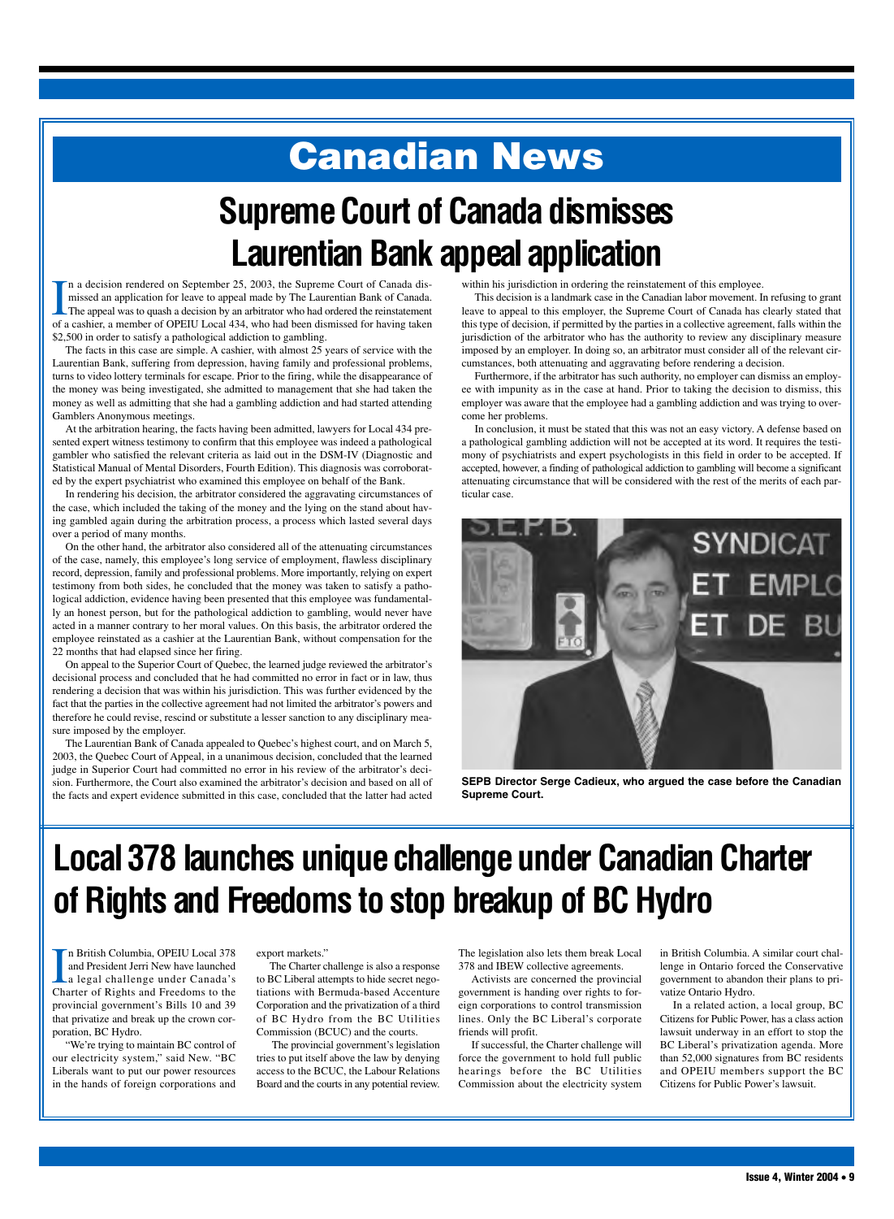# Canadian News

## Supreme Court of Canada dismisses Laurentian Bank appeal application

In a decision rendered on September 25, 2003, the Supreme Court of Canada dismissed an application for leave to appeal made by The Laurentian Bank of Canada. The appeal was to quash a decision by an arbitrator who had ordered the reinstatement of a cashier, a member of OPEIU Local 434, who had been dismissed for having taken $2,500 in order to satisfy a pathological addiction to gambling.

The facts in this case are simple. A cashier, with almost 25 years of service with the Laurentian Bank, suffering from depression, having family and professional problems, turns to video lottery terminals for escape. Prior to the firing, while the disappearance of the money was being investigated, she admitted to management that she had taken the money as well as admitting that she had a gambling addiction and had started attending Gamblers Anonymous meetings.

At the arbitration hearing, the facts having been admitted, lawyers for Local 434 presented expert witness testimony to confirm that this employee was indeed a pathological gambler who satisfied the relevant criteria as laid out in the DSM-IV (Diagnostic and Statistical Manual of Mental Disorders, Fourth Edition). This diagnosis was corroborated by the expert psychiatrist who examined this employee on behalf of the Bank.

In rendering his decision, the arbitrator considered the aggravating circumstances of the case, which included the taking of the money and the lying on the stand about having gambled again during the arbitration process, a process which lasted several days over a period of many months.

On the other hand, the arbitrator also considered all of the attenuating circumstances of the case, namely, this employee's long service of employment, flawless disciplinary record, depression, family and professional problems. More importantly, relying on expert testimony from both sides, he concluded that the money was taken to satisfy a pathological addiction, evidence having been presented that this employee was fundamentally an honest person, but for the pathological addiction to gambling, would never have acted in a manner contrary to her moral values. On this basis, the arbitrator ordered the employee reinstated as a cashier at the Laurentian Bank, without compensation for the 22 months that had elapsed since her firing.

On appeal to the Superior Court of Quebec, the learned judge reviewed the arbitrator's decisional process and concluded that he had committed no error in fact or in law, thus rendering a decision that was within his jurisdiction. This was further evidenced by the fact that the parties in the collective agreement had not limited the arbitrator's powers and therefore he could revise, rescind or substitute a lesser sanction to any disciplinary measure imposed by the employer.

The Laurentian Bank of Canada appealed to Quebec's highest court, and on March 5, 2003, the Quebec Court of Appeal, in a unanimous decision, concluded that the learned judge in Superior Court had committed no error in his review of the arbitrator's decision. Furthermore, the Court also examined the arbitrator's decision and based on all of the facts and expert evidence submitted in this case, concluded that the latter had acted within his jurisdiction in ordering the reinstatement of this employee.

This decision is a landmark case in the Canadian labor movement. In refusing to grant leave to appeal to this employer, the Supreme Court of Canada has clearly stated that this type of decision, if permitted by the parties in a collective agreement, falls within the jurisdiction of the arbitrator who has the authority to review any disciplinary measure imposed by an employer. In doing so, an arbitrator must consider all of the relevant circumstances, both attenuating and aggravating before rendering a decision.

Furthermore, if the arbitrator has such authority, no employer can dismiss an employee with impunity as in the case at hand. Prior to taking the decision to dismiss, this employer was aware that the employee had a gambling addiction and was trying to overcome her problems.

In conclusion, it must be stated that this was not an easy victory. A defense based on a pathological gambling addiction will not be accepted at its word. It requires the testimony of psychiatrists and expert psychologists in this field in order to be accepted. If accepted, however, a finding of pathological addiction to gambling will become a significant attenuating circumstance that will be considered with the rest of the merits of each particular case.

**SEPB Director Serge Cadieux, who argued the case before the Canadian Supreme Court.**

## Local 378 launches unique challenge under Canadian Charter of Rights and Freedoms to stop breakup of BC Hydro

In British Columbia, OPEIU Local 378 and President Jerri New have launched a legal challenge under Canada's Charter of Rights and Freedoms to the provincial government's Bills 10 and 39 that privatize and break up the crown corporation, BC Hydro.

"We're trying to maintain BC control of our electricity system," said New. "BC Liberals want to put our power resources in the hands of foreign corporations and export markets."

The Charter challenge is also a response to BC Liberal attempts to hide secret negotiations with Bermuda-based Accenture Corporation and the privatization of a third of BC Hydro from the BC Utilities Commission (BCUC) and the courts.

The provincial government's legislation tries to put itself above the law by denying access to the BCUC, the Labour Relations Board and the courts in any potential review. The legislation also lets them break Local 378 and IBEW collective agreements.

Activists are concerned the provincial government is handing over rights to foreign corporations to control transmission lines. Only the BC Liberal's corporate friends will profit.

If successful, the Charter challenge will force the government to hold full public hearings before the BC Utilities Commission about the electricity system in British Columbia. A similar court challenge in Ontario forced the Conservative government to abandon their plans to privatize Ontario Hydro.

In a related action, a local group, BC Citizens for Public Power, has a class action lawsuit underway in an effort to stop the BC Liberal's privatization agenda. More than 52,000 signatures from BC residents and OPEIU members support the BC Citizens for Public Power's lawsuit.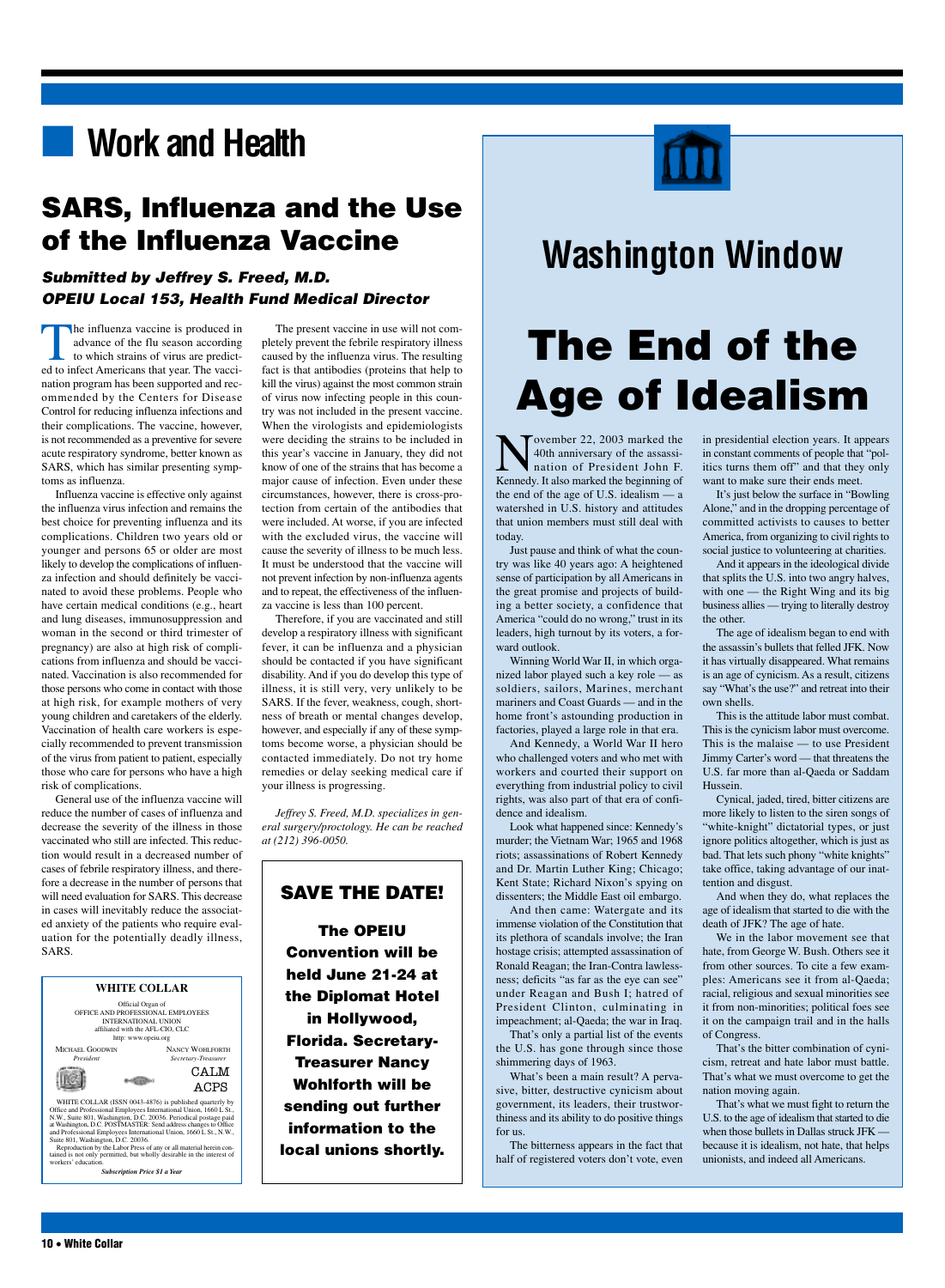# Work and Health

## SARS, Influenza and the Use of the Influenza Vaccine

***Submitted by Jeffrey S. Freed, M.D.***
***OPEIU Local 153, Health Fund Medical Director***

The influenza vaccine is produced in advance of the flu season according to which strains of virus are predicted to infect Americans that year. The vaccination program has been supported and recommended by the Centers for Disease Control for reducing influenza infections and their complications. The vaccine, however, is not recommended as a preventive for severe acute respiratory syndrome, better known as SARS, which has similar presenting symptoms as influenza.

Influenza vaccine is effective only against the influenza virus infection and remains the best choice for preventing influenza and its complications. Children two years old or younger and persons 65 or older are most likely to develop the complications of influenza infection and should definitely be vaccinated to avoid these problems. People who have certain medical conditions (e.g., heart and lung diseases, immunosuppression and woman in the second or third trimester of pregnancy) are also at high risk of complications from influenza and should be vaccinated. Vaccination is also recommended for those persons who come in contact with those at high risk, for example mothers of very young children and caretakers of the elderly. Vaccination of health care workers is especially recommended to prevent transmission of the virus from patient to patient, especially those who care for persons who have a high risk of complications.

General use of the influenza vaccine will reduce the number of cases of influenza and decrease the severity of the illness in those vaccinated who still are infected. This reduction would result in a decreased number of cases of febrile respiratory illness, and therefore a decrease in the number of persons that will need evaluation for SARS. This decrease in cases will inevitably reduce the associated anxiety of the patients who require evaluation for the potentially deadly illness, SARS.

The present vaccine in use will not completely prevent the febrile respiratory illness caused by the influenza virus. The resulting fact is that antibodies (proteins that help to kill the virus) against the most common strain of virus now infecting people in this country was not included in the present vaccine. When the virologists and epidemiologists were deciding the strains to be included in this year's vaccine in January, they did not know of one of the strains that has become a major cause of infection. Even under these circumstances, however, there is cross-protection from certain of the antibodies that were included. At worse, if you are infected with the excluded virus, the vaccine will cause the severity of illness to be much less. It must be understood that the vaccine will not prevent infection by non-influenza agents and to repeat, the effectiveness of the influenza vaccine is less than 100 percent.

Therefore, if you are vaccinated and still develop a respiratory illness with significant fever, it can be influenza and a physician should be contacted if you have significant disability. And if you do develop this type of illness, it is still very, very unlikely to be SARS. If the fever, weakness, cough, shortness of breath or mental changes develop, however, and especially if any of these symptoms become worse, a physician should be contacted immediately. Do not try home remedies or delay seeking medical care if your illness is progressing.

*Jeffrey S. Freed, M.D. specializes in general surgery/proctology. He can be reached at (212) 396-0050.*

---

**WHITE COLLAR**

Official Organ of
OFFICE AND PROFESSIONAL EMPLOYEES INTERNATIONAL UNION
affiliated with the AFL-CIO, CLC
http: www.opeiu.org

MICHAEL GOODWIN, *President*
NANCY WOHLFORTH, *Secretary-Treasurer*

CALM
ACPS

WHITE COLLAR (ISSN 0043-4876) is published quarterly by Office and Professional Employees International Union, 1660 L St., N.W., Suite 801, Washington, D.C. 20036. Periodical postage paid at Washington, D.C. POSTMASTER: Send address changes to Office and Professional Employees International Union, 1660 L St., N.W., Suite 801, Washington, D.C. 20036.

Reproduction by the Labor Press of any or all material herein contained is not only permitted, but wholly desirable in the interest of workers' education.

***Subscription Price $1 a Year***

---

**SAVE THE DATE!**

**The OPEIU Convention will be held June 21-24 at the Diplomat Hotel in Hollywood, Florida. Secretary-Treasurer Nancy Wohlforth will be sending out further information to the local unions shortly.**

---

# Washington Window

## The End of the Age of Idealism

November 22, 2003 marked the 40th anniversary of the assassination of President John F. Kennedy. It also marked the beginning of the end of the age of U.S. idealism — a watershed in U.S. history and attitudes that union members must still deal with today.

Just pause and think of what the country was like 40 years ago: A heightened sense of participation by all Americans in the great promise and projects of building a better society, a confidence that America "could do no wrong," trust in its leaders, high turnout by its voters, a forward outlook.

Winning World War II, in which organized labor played such a key role — as soldiers, sailors, Marines, merchant mariners and Coast Guards — and in the home front's astounding production in factories, played a large role in that era.

And Kennedy, a World War II hero who challenged voters and who met with workers and courted their support on everything from industrial policy to civil rights, was also part of that era of confidence and idealism.

Look what happened since: Kennedy's murder; the Vietnam War; 1965 and 1968 riots; assassinations of Robert Kennedy and Dr. Martin Luther King; Chicago; Kent State; Richard Nixon's spying on dissenters; the Middle East oil embargo.

And then came: Watergate and its immense violation of the Constitution that its plethora of scandals involve; the Iran hostage crisis; attempted assassination of Ronald Reagan; the Iran-Contra lawlessness; deficits "as far as the eye can see" under Reagan and Bush I; hatred of President Clinton, culminating in impeachment; al-Qaeda; the war in Iraq.

That's only a partial list of the events the U.S. has gone through since those shimmering days of 1963.

What's been a main result? A pervasive, bitter, destructive cynicism about government, its leaders, their trustworthiness and its ability to do positive things for us.

The bitterness appears in the fact that half of registered voters don't vote, even in presidential election years. It appears in constant comments of people that "politics turns them off" and that they only want to make sure their ends meet.

It's just below the surface in "Bowling Alone," and in the dropping percentage of committed activists to causes to better America, from organizing to civil rights to social justice to volunteering at charities.

And it appears in the ideological divide that splits the U.S. into two angry halves, with one — the Right Wing and its big business allies — trying to literally destroy the other.

The age of idealism began to end with the assassin's bullets that felled JFK. Now it has virtually disappeared. What remains is an age of cynicism. As a result, citizens say "What's the use?" and retreat into their own shells.

This is the attitude labor must combat. This is the cynicism labor must overcome. This is the malaise — to use President Jimmy Carter's word — that threatens the U.S. far more than al-Qaeda or Saddam Hussein.

Cynical, jaded, tired, bitter citizens are more likely to listen to the siren songs of "white-knight" dictatorial types, or just ignore politics altogether, which is just as bad. That lets such phony "white knights" take office, taking advantage of our inattention and disgust.

And when they do, what replaces the age of idealism that started to die with the death of JFK? The age of hate.

We in the labor movement see that hate, from George W. Bush. Others see it from other sources. To cite a few examples: Americans see it from al-Qaeda; racial, religious and sexual minorities see it from non-minorities; political foes see it on the campaign trail and in the halls of Congress.

That's the bitter combination of cynicism, retreat and hate labor must battle. That's what we must overcome to get the nation moving again.

That's what we must fight to return the U.S. to the age of idealism that started to die when those bullets in Dallas struck JFK — because it is idealism, not hate, that helps unionists, and indeed all Americans.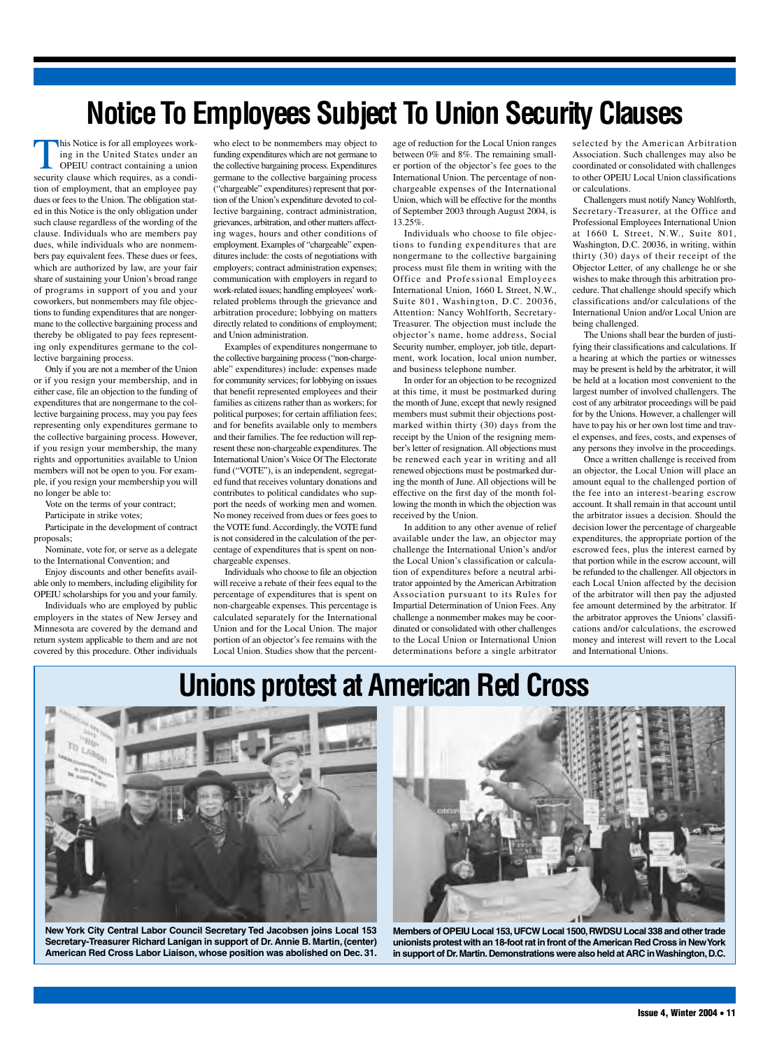# Notice To Employees Subject To Union Security Clauses

This Notice is for all employees working in the United States under an OPEIU contract containing a union security clause which requires, as a condition of employment, that an employee pay dues or fees to the Union. The obligation stated in this Notice is the only obligation under such clause regardless of the wording of the clause. Individuals who are members pay dues, while individuals who are nonmembers pay equivalent fees. These dues or fees, which are authorized by law, are your fair share of sustaining your Union's broad range of programs in support of you and your coworkers, but nonmembers may file objections to funding expenditures that are nongermane to the collective bargaining process and thereby be obligated to pay fees representing only expenditures germane to the collective bargaining process.

Only if you are not a member of the Union or if you resign your membership, and in either case, file an objection to the funding of expenditures that are nongermane to the collective bargaining process, may you pay fees representing only expenditures germane to the collective bargaining process. However, if you resign your membership, the many rights and opportunities available to Union members will not be open to you. For example, if you resign your membership you will no longer be able to:

Vote on the terms of your contract;

Participate in strike votes;

Participate in the development of contract proposals;

Nominate, vote for, or serve as a delegate to the International Convention; and

Enjoy discounts and other benefits available only to members, including eligibility for OPEIU scholarships for you and your family.

Individuals who are employed by public employers in the states of New Jersey and Minnesota are covered by the demand and return system applicable to them and are not covered by this procedure. Other individuals who elect to be nonmembers may object to funding expenditures which are not germane to the collective bargaining process. Expenditures germane to the collective bargaining process ("chargeable" expenditures) represent that portion of the Union's expenditure devoted to collective bargaining, contract administration, grievances, arbitration, and other matters affecting wages, hours and other conditions of employment. Examples of "chargeable" expenditures include: the costs of negotiations with employers; contract administration expenses; communication with employers in regard to work-related issues; handling employees' work-related problems through the grievance and arbitration procedure; lobbying on matters directly related to conditions of employment; and Union administration.

Examples of expenditures nongermane to the collective bargaining process ("non-chargeable" expenditures) include: expenses made for community services; for lobbying on issues that benefit represented employees and their families as citizens rather than as workers; for political purposes; for certain affiliation fees; and for benefits available only to members and their families. The fee reduction will represent these non-chargeable expenditures. The International Union's Voice Of The Electorate fund ("VOTE"), is an independent, segregated fund that receives voluntary donations and contributes to political candidates who support the needs of working men and women. No money received from dues or fees goes to the VOTE fund. Accordingly, the VOTE fund is not considered in the calculation of the percentage of expenditures that is spent on non-chargeable expenses.

Individuals who choose to file an objection will receive a rebate of their fees equal to the percentage of expenditures that is spent on non-chargeable expenses. This percentage is calculated separately for the International Union and for the Local Union. The major portion of an objector's fee remains with the Local Union. Studies show that the percentage of reduction for the Local Union ranges between 0% and 8%. The remaining smaller portion of the objector's fee goes to the International Union. The percentage of non-chargeable expenses of the International Union, which will be effective for the months of September 2003 through August 2004, is 13.25%.

Individuals who choose to file objections to funding expenditures that are nongermane to the collective bargaining process must file them in writing with the Office and Professional Employees International Union, 1660 L Street, N.W., Suite 801, Washington, D.C. 20036, Attention: Nancy Wohlforth, Secretary-Treasurer. The objection must include the objector's name, home address, Social Security number, employer, job title, department, work location, local union number, and business telephone number.

In order for an objection to be recognized at this time, it must be postmarked during the month of June, except that newly resigned members must submit their objections postmarked within thirty (30) days from the receipt by the Union of the resigning member's letter of resignation. All objections must be renewed each year in writing and all renewed objections must be postmarked during the month of June. All objections will be effective on the first day of the month following the month in which the objection was received by the Union.

In addition to any other avenue of relief available under the law, an objector may challenge the International Union's and/or the Local Union's classification or calculation of expenditures before a neutral arbitrator appointed by the American Arbitration Association pursuant to its Rules for Impartial Determination of Union Fees. Any challenge a nonmember makes may be coordinated or consolidated with other challenges to the Local Union or International Union determinations before a single arbitrator selected by the American Arbitration Association. Such challenges may also be coordinated or consolidated with challenges to other OPEIU Local Union classifications or calculations.

Challengers must notify Nancy Wohlforth, Secretary-Treasurer, at the Office and Professional Employees International Union at 1660 L Street, N.W., Suite 801, Washington, D.C. 20036, in writing, within thirty (30) days of their receipt of the Objector Letter, of any challenge he or she wishes to make through this arbitration procedure. That challenge should specify which classifications and/or calculations of the International Union and/or Local Union are being challenged.

The Unions shall bear the burden of justifying their classifications and calculations. If a hearing at which the parties or witnesses may be present is held by the arbitrator, it will be held at a location most convenient to the largest number of involved challengers. The cost of any arbitrator proceedings will be paid for by the Unions. However, a challenger will have to pay his or her own lost time and travel expenses, and fees, costs, and expenses of any persons they involve in the proceedings.

Once a written challenge is received from an objector, the Local Union will place an amount equal to the challenged portion of the fee into an interest-bearing escrow account. It shall remain in that account until the arbitrator issues a decision. Should the decision lower the percentage of chargeable expenditures, the appropriate portion of the escrowed fees, plus the interest earned by that portion while in the escrow account, will be refunded to the challenger. All objectors in each Local Union affected by the decision of the arbitrator will then pay the adjusted fee amount determined by the arbitrator. If the arbitrator approves the Unions' classifications and/or calculations, the escrowed money and interest will revert to the Local and International Unions.

# Unions protest at American Red Cross

New York City Central Labor Council Secretary Ted Jacobsen joins Local 153 Secretary-Treasurer Richard Lanigan in support of Dr. Annie B. Martin, (center) American Red Cross Labor Liaison, whose position was abolished on Dec. 31.

Members of OPEIU Local 153, UFCW Local 1500, RWDSU Local 338 and other trade unionists protest with an 18-foot rat in front of the American Red Cross in New York in support of Dr. Martin. Demonstrations were also held at ARC in Washington, D.C.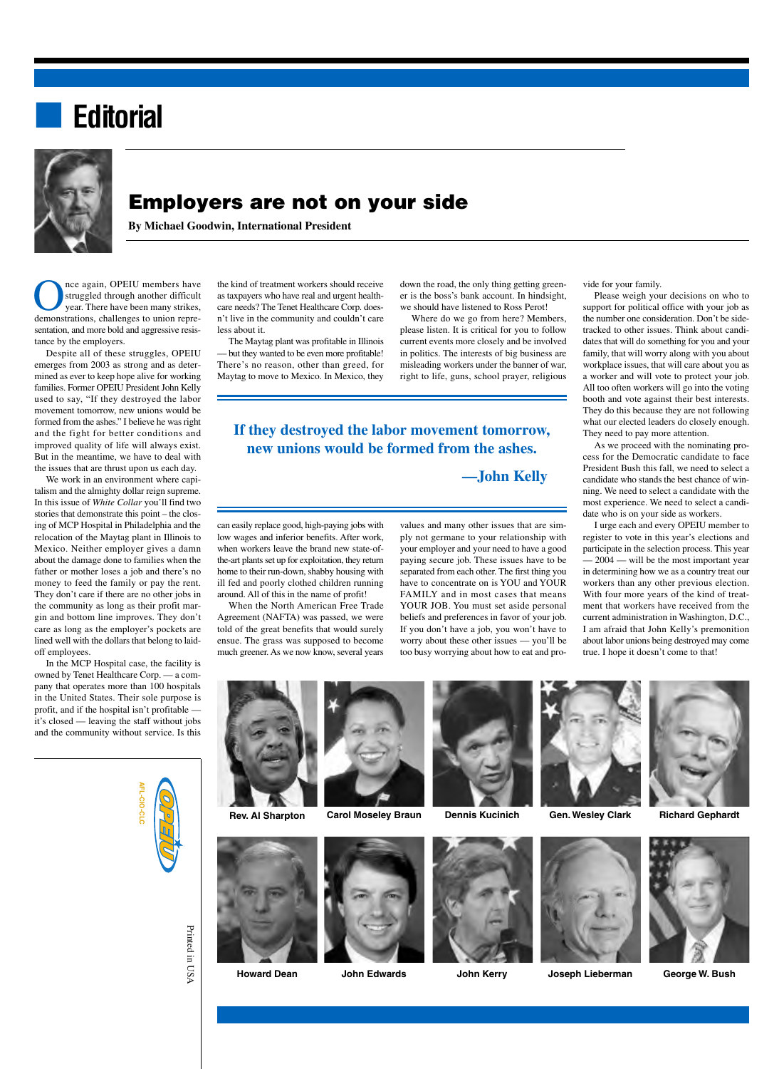# Editorial

## Employers are not on your side

**By Michael Goodwin, International President**

Once again, OPEIU members have struggled through another difficult year. There have been many strikes, demonstrations, challenges to union representation, and more bold and aggressive resistance by the employers.

Despite all of these struggles, OPEIU emerges from 2003 as strong and as determined as ever to keep hope alive for working families. Former OPEIU President John Kelly used to say, "If they destroyed the labor movement tomorrow, new unions would be formed from the ashes." I believe he was right and the fight for better conditions and improved quality of life will always exist. But in the meantime, we have to deal with the issues that are thrust upon us each day.

We work in an environment where capitalism and the almighty dollar reign supreme. In this issue of *White Collar* you'll find two stories that demonstrate this point – the closing of MCP Hospital in Philadelphia and the relocation of the Maytag plant in Illinois to Mexico. Neither employer gives a damn about the damage done to families when the father or mother loses a job and there's no money to feed the family or pay the rent. They don't care if there are no other jobs in the community as long as their profit margin and bottom line improves. They don't care as long as the employer's pockets are lined well with the dollars that belong to laid-off employees.

In the MCP Hospital case, the facility is owned by Tenet Healthcare Corp. — a company that operates more than 100 hospitals in the United States. Their sole purpose is profit, and if the hospital isn't profitable — it's closed — leaving the staff without jobs and the community without service. Is this the kind of treatment workers should receive as taxpayers who have real and urgent healthcare needs? The Tenet Healthcare Corp. doesn't live in the community and couldn't care less about it.

The Maytag plant was profitable in Illinois — but they wanted to be even more profitable! There's no reason, other than greed, for Maytag to move to Mexico. In Mexico, they can easily replace good, high-paying jobs with low wages and inferior benefits. After work, when workers leave the brand new state-of-the-art plants set up for exploitation, they return home to their run-down, shabby housing with ill fed and poorly clothed children running around. All of this in the name of profit!

When the North American Free Trade Agreement (NAFTA) was passed, we were told of the great benefits that would surely ensue. The grass was supposed to become much greener. As we now know, several years down the road, the only thing getting greener is the boss's bank account. In hindsight, we should have listened to Ross Perot!

Where do we go from here? Members, please listen. It is critical for you to follow current events more closely and be involved in politics. The interests of big business are misleading workers under the banner of war, right to life, guns, school prayer, religious values and many other issues that are simply not germane to your relationship with your employer and your need to have a good paying secure job. These issues have to be separated from each other. The first thing you have to concentrate on is YOU and YOUR FAMILY and in most cases that means YOUR JOB. You must set aside personal beliefs and preferences in favor of your job. If you don't have a job, you won't have to worry about these other issues — you'll be too busy worrying about how to eat and provide for your family.

> **If they destroyed the labor movement tomorrow, new unions would be formed from the ashes.**
>
> **—John Kelly**

Please weigh your decisions on who to support for political office with your job as the number one consideration. Don't be sidetracked to other issues. Think about candidates that will do something for you and your family, that will worry along with you about workplace issues, that will care about you as a worker and will vote to protect your job. All too often workers will go into the voting booth and vote against their best interests. They do this because they are not following what our elected leaders do closely enough. They need to pay more attention.

As we proceed with the nominating process for the Democratic candidate to face President Bush this fall, we need to select a candidate who stands the best chance of winning. We need to select a candidate with the most experience. We need to select a candidate who is on your side as workers.

I urge each and every OPEIU member to register to vote in this year's elections and participate in the selection process. This year — 2004 — will be the most important year in determining how we as a country treat our workers than any other previous election. With four more years of the kind of treatment that workers have received from the current administration in Washington, D.C., I am afraid that John Kelly's premonition about labor unions being destroyed may come true. I hope it doesn't come to that!

**Rev. Al Sharpton** | **Carol Moseley Braun** | **Dennis Kucinich** | **Gen. Wesley Clark** | **Richard Gephardt**

**Howard Dean** | **John Edwards** | **John Kerry** | **Joseph Lieberman** | **George W. Bush**

OPEIU AFL-CIO-CLC

Printed in USA